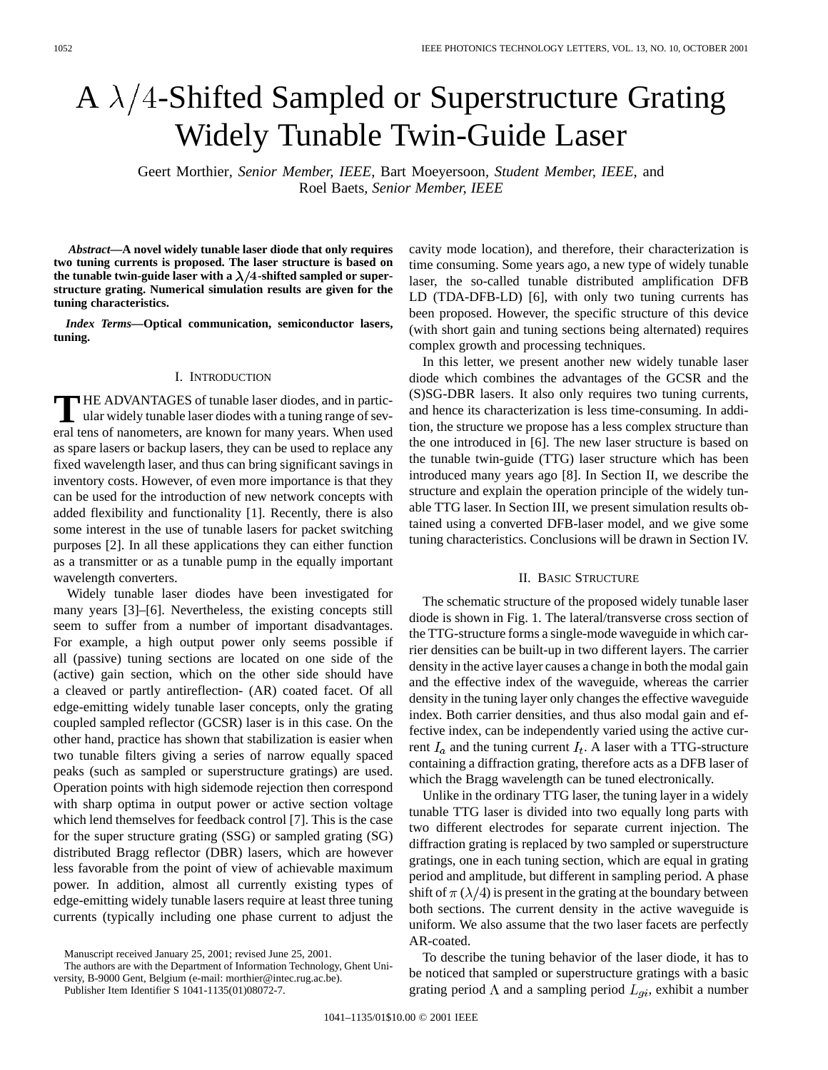# A $\lambda/4$-Shifted Sampled or Superstructure Grating Widely Tunable Twin-Guide Laser

Geert Morthier, *Senior Member, IEEE*, Bart Moeyersoon, *Student Member, IEEE*, and Roel Baets, *Senior Member, IEEE*

***Abstract*—A novel widely tunable laser diode that only requires two tuning currents is proposed. The laser structure is based on the tunable twin-guide laser with a $\lambda/4$-shifted sampled or superstructure grating. Numerical simulation results are given for the tuning characteristics.**

***Index Terms*—Optical communication, semiconductor lasers, tuning.**

## I. Introduction

The advantages of tunable laser diodes, and in particular widely tunable laser diodes with a tuning range of several tens of nanometers, are known for many years. When used as spare lasers or backup lasers, they can be used to replace any fixed wavelength laser, and thus can bring significant savings in inventory costs. However, of even more importance is that they can be used for the introduction of new network concepts with added flexibility and functionality [1]. Recently, there is also some interest in the use of tunable lasers for packet switching purposes [2]. In all these applications they can either function as a transmitter or as a tunable pump in the equally important wavelength converters.

Widely tunable laser diodes have been investigated for many years [3]–[6]. Nevertheless, the existing concepts still seem to suffer from a number of important disadvantages. For example, a high output power only seems possible if all (passive) tuning sections are located on one side of the (active) gain section, which on the other side should have a cleaved or partly antireflection- (AR) coated facet. Of all edge-emitting widely tunable laser concepts, only the grating coupled sampled reflector (GCSR) laser is in this case. On the other hand, practice has shown that stabilization is easier when two tunable filters giving a series of narrow equally spaced peaks (such as sampled or superstructure gratings) are used. Operation points with high sidemode rejection then correspond with sharp optima in output power or active section voltage which lend themselves for feedback control [7]. This is the case for the super structure grating (SSG) or sampled grating (SG) distributed Bragg reflector (DBR) lasers, which are however less favorable from the point of view of achievable maximum power. In addition, almost all currently existing types of edge-emitting widely tunable lasers require at least three tuning currents (typically including one phase current to adjust the cavity mode location), and therefore, their characterization is time consuming. Some years ago, a new type of widely tunable laser, the so-called tunable distributed amplification DFB LD (TDA-DFB-LD) [6], with only two tuning currents has been proposed. However, the specific structure of this device (with short gain and tuning sections being alternated) requires complex growth and processing techniques.

In this letter, we present another new widely tunable laser diode which combines the advantages of the GCSR and the (S)SG-DBR lasers. It also only requires two tuning currents, and hence its characterization is less time-consuming. In addition, the structure we propose has a less complex structure than the one introduced in [6]. The new laser structure is based on the tunable twin-guide (TTG) laser structure which has been introduced many years ago [8]. In Section II, we describe the structure and explain the operation principle of the widely tunable TTG laser. In Section III, we present simulation results obtained using a converted DFB-laser model, and we give some tuning characteristics. Conclusions will be drawn in Section IV.

## II. Basic Structure

The schematic structure of the proposed widely tunable laser diode is shown in Fig. 1. The lateral/transverse cross section of the TTG-structure forms a single-mode waveguide in which carrier densities can be built-up in two different layers. The carrier density in the active layer causes a change in both the modal gain and the effective index of the waveguide, whereas the carrier density in the tuning layer only changes the effective waveguide index. Both carrier densities, and thus also modal gain and effective index, can be independently varied using the active current $I_a$ and the tuning current $I_t$. A laser with a TTG-structure containing a diffraction grating, therefore acts as a DFB laser of which the Bragg wavelength can be tuned electronically.

Unlike in the ordinary TTG laser, the tuning layer in a widely tunable TTG laser is divided into two equally long parts with two different electrodes for separate current injection. The diffraction grating is replaced by two sampled or superstructure gratings, one in each tuning section, which are equal in grating period and amplitude, but different in sampling period. A phase shift of $\pi\,(\lambda/4)$ is present in the grating at the boundary between both sections. The current density in the active waveguide is uniform. We also assume that the two laser facets are perfectly AR-coated.

To describe the tuning behavior of the laser diode, it has to be noticed that sampled or superstructure gratings with a basic grating period $\Lambda$ and a sampling period $L_{gi}$, exhibit a number

Manuscript received January 25, 2001; revised June 25, 2001.

The authors are with the Department of Information Technology, Ghent University, B-9000 Gent, Belgium (e-mail: morthier@intec.rug.ac.be).

Publisher Item Identifier S 1041-1135(01)08072-7.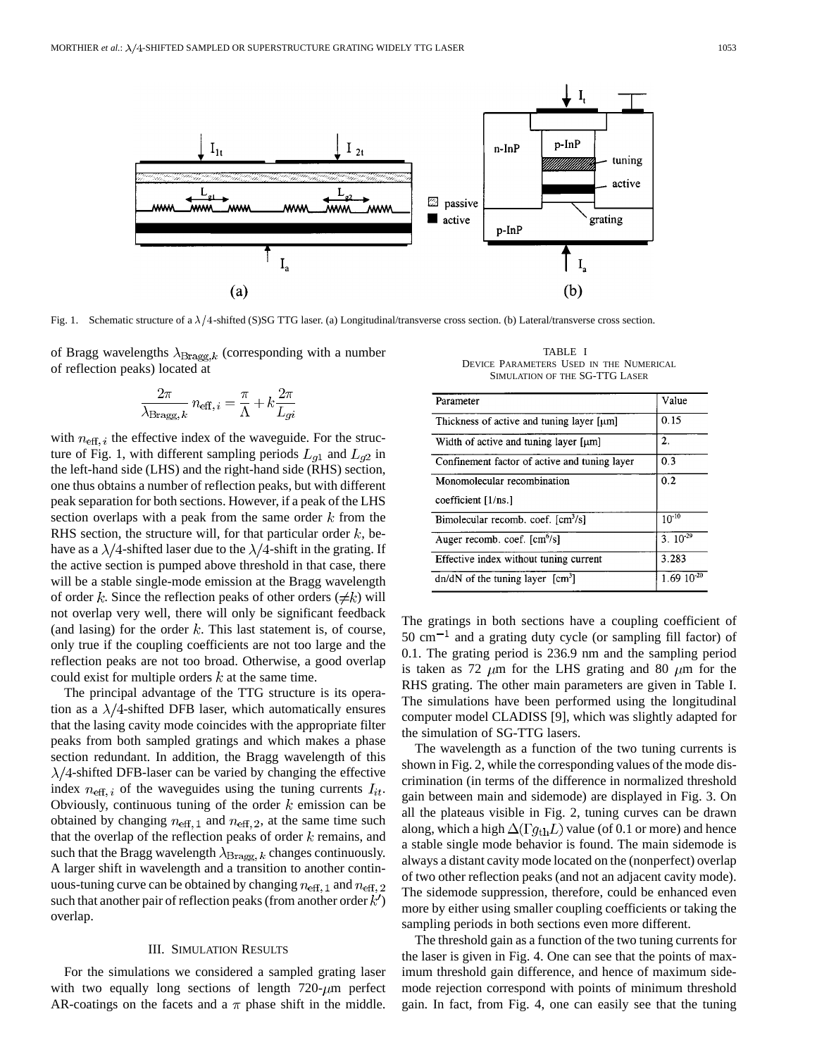Fig. 1. Schematic structure of a $\lambda/4$-shifted (S)SG TTG laser. (a) Longitudinal/transverse cross section. (b) Lateral/transverse cross section.

of Bragg wavelengths $\lambda_{\text{Bragg},k}$ (corresponding with a number of reflection peaks) located at

$$\frac{2\pi}{\lambda_{\text{Bragg},k}} n_{\text{eff},i} = \frac{\pi}{\Lambda} + k\frac{2\pi}{L_{gi}}$$

with $n_{\text{eff},i}$ the effective index of the waveguide. For the structure of Fig. 1, with different sampling periods $L_{g1}$ and $L_{g2}$ in the left-hand side (LHS) and the right-hand side (RHS) section, one thus obtains a number of reflection peaks, but with different peak separation for both sections. However, if a peak of the LHS section overlaps with a peak from the same order $k$ from the RHS section, the structure will, for that particular order $k$, behave as a $\lambda/4$-shifted laser due to the $\lambda/4$-shift in the grating. If the active section is pumped above threshold in that case, there will be a stable single-mode emission at the Bragg wavelength of order $k$. Since the reflection peaks of other orders ($\neq k$) will not overlap very well, there will only be significant feedback (and lasing) for the order $k$. This last statement is, of course, only true if the coupling coefficients are not too large and the reflection peaks are not too broad. Otherwise, a good overlap could exist for multiple orders $k$ at the same time.

The principal advantage of the TTG structure is its operation as a $\lambda/4$-shifted DFB laser, which automatically ensures that the lasing cavity mode coincides with the appropriate filter peaks from both sampled gratings and which makes a phase section redundant. In addition, the Bragg wavelength of this $\lambda/4$-shifted DFB-laser can be varied by changing the effective index $n_{\text{eff},i}$ of the waveguides using the tuning currents $I_{it}$. Obviously, continuous tuning of the order $k$ emission can be obtained by changing $n_{\text{eff},1}$ and $n_{\text{eff},2}$, at the same time such that the overlap of the reflection peaks of order $k$ remains, and such that the Bragg wavelength $\lambda_{\text{Bragg},k}$ changes continuously. A larger shift in wavelength and a transition to another continuous-tuning curve can be obtained by changing $n_{\text{eff},1}$ and $n_{\text{eff},2}$ such that another pair of reflection peaks (from another order $k'$) overlap.

## III. Simulation Results

For the simulations we considered a sampled grating laser with two equally long sections of length 720-$\mu$m perfect AR-coatings on the facets and a $\pi$ phase shift in the middle. The gratings in both sections have a coupling coefficient of 50 cm$^{-1}$ and a grating duty cycle (or sampling fill factor) of 0.1. The grating period is 236.9 nm and the sampling period is taken as 72 $\mu$m for the LHS grating and 80 $\mu$m for the RHS grating. The other main parameters are given in Table I. The simulations have been performed using the longitudinal computer model CLADISS [9], which was slightly adapted for the simulation of SG-TTG lasers.

TABLE I
Device Parameters Used in the Numerical Simulation of the SG-TTG Laser

| Parameter | Value |
|---|---|
| Thickness of active and tuning layer [μm] | 0.15 |
| Width of active and tuning layer [μm] | 2. |
| Confinement factor of active and tuning layer | 0.3 |
| Monomolecular recombination coefficient [1/ns.] | 0.2 |
| Bimolecular recomb. coef. [cm$^3$/s] | $10^{-10}$ |
| Auger recomb. coef. [cm$^6$/s] | 3. $10^{-29}$ |
| Effective index without tuning current | 3.283 |
| dn/dN of the tuning layer [cm$^3$] | 1.69 $10^{-20}$ |

The wavelength as a function of the two tuning currents is shown in Fig. 2, while the corresponding values of the mode discrimination (in terms of the difference in normalized threshold gain between main and sidemode) are displayed in Fig. 3. On all the plateaus visible in Fig. 2, tuning curves can be drawn along, which a high $\Delta(\Gamma g_{\text{th}} L)$ value (of 0.1 or more) and hence a stable single mode behavior is found. The main sidemode is always a distant cavity mode located on the (nonperfect) overlap of two other reflection peaks (and not an adjacent cavity mode). The sidemode suppression, therefore, could be enhanced even more by either using smaller coupling coefficients or taking the sampling periods in both sections even more different.

The threshold gain as a function of the two tuning currents for the laser is given in Fig. 4. One can see that the points of maximum threshold gain difference, and hence of maximum sidemode rejection correspond with points of minimum threshold gain. In fact, from Fig. 4, one can easily see that the tuning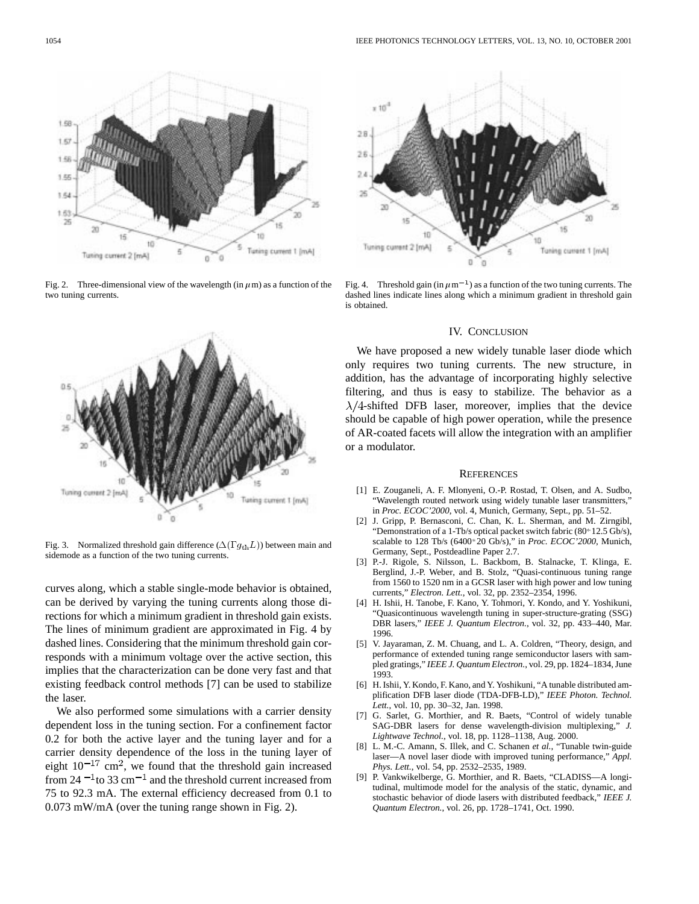1.58
1.57
1.56
1.55
1.54
1.53
25
20
15
10
5
0
Tuning current 2 [mA]
0
5
10
15
20
25
Tuning current 1 [mA]

Fig. 2. Three-dimensional view of the wavelength (in $\mu$m) as a function of the two tuning currents.

0.5
0
25
20
15
10
5
0
Tuning current 2 [mA]
0
5
10
15
20
25
Tuning current 1 [mA]

Fig. 3. Normalized threshold gain difference ($\Delta(\Gamma g_{th} L)$) between main and sidemode as a function of the two tuning currents.

curves along, which a stable single-mode behavior is obtained, can be derived by varying the tuning currents along those directions for which a minimum gradient in threshold gain exists. The lines of minimum gradient are approximated in Fig. 4 by dashed lines. Considering that the minimum threshold gain corresponds with a minimum voltage over the active section, this implies that the characterization can be done very fast and that existing feedback control methods [7] can be used to stabilize the laser.

We also performed some simulations with a carrier density dependent loss in the tuning section. For a confinement factor 0.2 for both the active layer and the tuning layer and for a carrier density dependence of the loss in the tuning layer of eight $10^{-17}$ cm$^2$, we found that the threshold gain increased from 24 $^{-1}$to 33 cm$^{-1}$ and the threshold current increased from 75 to 92.3 mA. The external efficiency decreased from 0.1 to 0.073 mW/mA (over the tuning range shown in Fig. 2).

x 10$^3$
2.8
2.6
2.4
25
20
15
10
5
0
Tuning current 2 [mA]
0
5
10
15
20
25
Tuning current 1 [mA]

Fig. 4. Threshold gain (in $\mu$m$^{-1}$) as a function of the two tuning currents. The dashed lines indicate lines along which a minimum gradient in threshold gain is obtained.

## IV. Conclusion

We have proposed a new widely tunable laser diode which only requires two tuning currents. The new structure, in addition, has the advantage of incorporating highly selective filtering, and thus is easy to stabilize. The behavior as a $\lambda/4$-shifted DFB laser, moreover, implies that the device should be capable of high power operation, while the presence of AR-coated facets will allow the integration with an amplifier or a modulator.

## References

[1] E. Zouganeli, A. F. Mlonyeni, O.-P. Rostad, T. Olsen, and A. Sudbo, "Wavelength routed network using widely tunable laser transmitters," in *Proc. ECOC'2000*, vol. 4, Munich, Germany, Sept., pp. 51–52.

[2] J. Gripp, P. Bernasconi, C. Chan, K. L. Sherman, and M. Zirngibl, "Demonstration of a 1-Tb/s optical packet switch fabric (80*12.5 Gb/s), scalable to 128 Tb/s (6400*20 Gb/s)," in *Proc. ECOC'2000*, Munich, Germany, Sept., Postdeadline Paper 2.7.

[3] P.-J. Rigole, S. Nilsson, L. Backbom, B. Stalnacke, T. Klinga, E. Berglind, J.-P. Weber, and B. Stolz, "Quasi-continuous tuning range from 1560 to 1520 nm in a GCSR laser with high power and low tuning currents," *Electron. Lett.*, vol. 32, pp. 2352–2354, 1996.

[4] H. Ishii, H. Tanobe, F. Kano, Y. Tohmori, Y. Kondo, and Y. Yoshikuni, "Quasicontinuous wavelength tuning in super-structure-grating (SSG) DBR lasers," *IEEE J. Quantum Electron.*, vol. 32, pp. 433–440, Mar. 1996.

[5] V. Jayaraman, Z. M. Chuang, and L. A. Coldren, "Theory, design, and performance of extended tuning range semiconductor lasers with sampled gratings," *IEEE J. Quantum Electron.*, vol. 29, pp. 1824–1834, June 1993.

[6] H. Ishii, Y. Kondo, F. Kano, and Y. Yoshikuni, "A tunable distributed amplification DFB laser diode (TDA-DFB-LD)," *IEEE Photon. Technol. Lett.*, vol. 10, pp. 30–32, Jan. 1998.

[7] G. Sarlet, G. Morthier, and R. Baets, "Control of widely tunable SAG-DBR lasers for dense wavelength-division multiplexing," *J. Lightwave Technol.*, vol. 18, pp. 1128–1138, Aug. 2000.

[8] L. M.-C. Amann, S. Illek, and C. Schanen *et al.*, "Tunable twin-guide laser—A novel laser diode with improved tuning performance," *Appl. Phys. Lett.*, vol. 54, pp. 2532–2535, 1989.

[9] P. Vankwikelberge, G. Morthier, and R. Baets, "CLADISS—A longitudinal, multimode model for the analysis of the static, dynamic, and stochastic behavior of diode lasers with distributed feedback," *IEEE J. Quantum Electron.*, vol. 26, pp. 1728–1741, Oct. 1990.